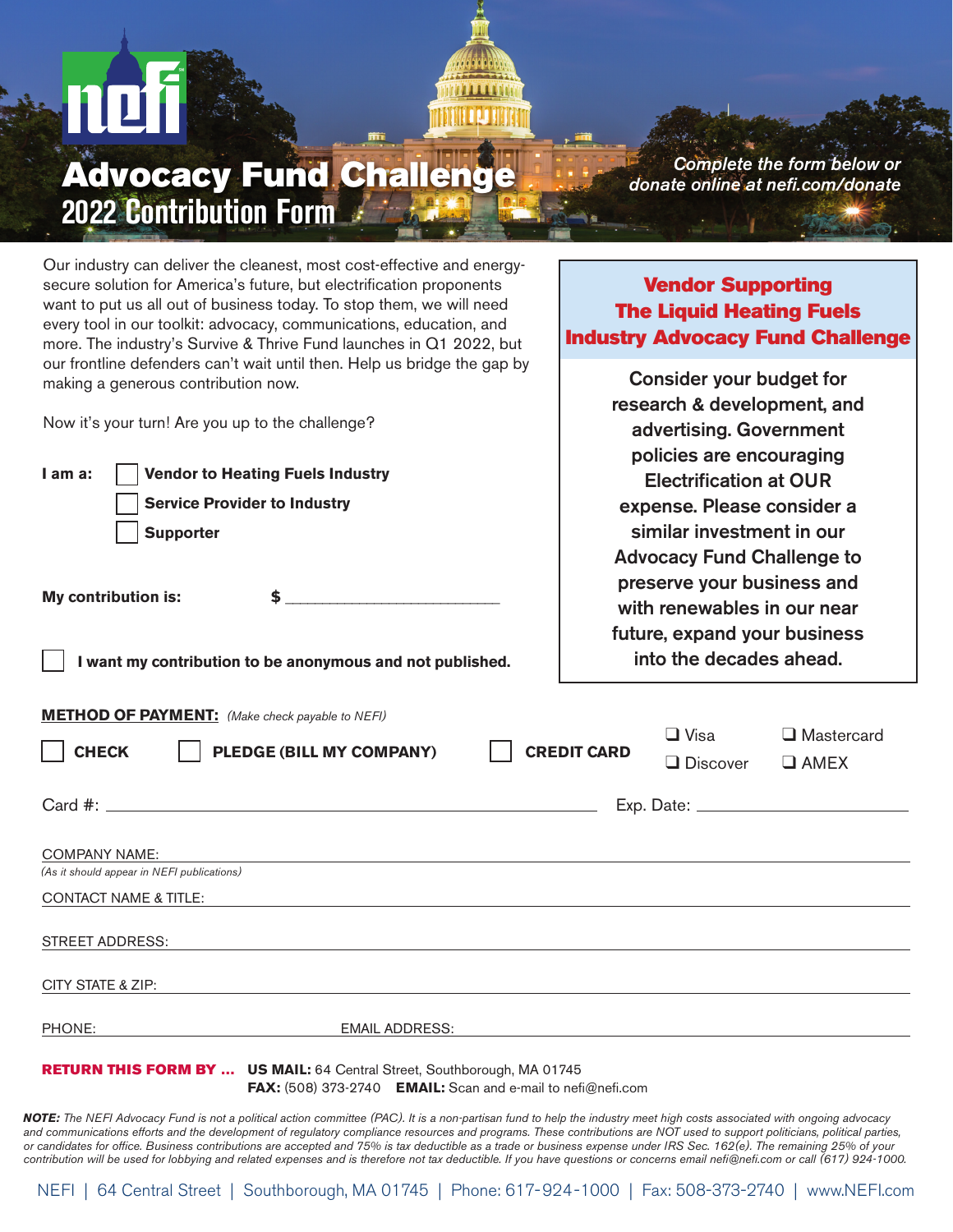# Advocacy Fund Challenge

## 2022 Contribution Form

*Complete the form below or donate online at nefi.com/donate*

Our industry can deliver the cleanest, most cost-effective and energy-secure solution for America's future, but electrification proponents want to put us all out of business today. To stop them, we will need every tool in our toolkit: advocacy, communications, education, and more. The industry's Survive & Thrive Fund launches in Q1 2022, but our frontline defenders can't wait until then. Help us bridge the gap by making a generous contribution now.

Now it's your turn! Are you up to the challenge?

### Vendor Supporting The Liquid Heating Fuels Industry Advocacy Fund Challenge

Consider your budget for research & development, and advertising. Government policies are encouraging Electrification at OUR expense. Please consider a similar investment in our Advocacy Fund Challenge to preserve your business and with renewables in our near future, expand your business into the decades ahead.

**I am a:**
- ☐ **Vendor to Heating Fuels Industry**
- ☐ **Service Provider to Industry**
- ☐ **Supporter**

**My contribution is:** **$** ____________________

☐ **I want my contribution to be anonymous and not published.**

**METHOD OF PAYMENT:** *(Make check payable to NEFI)*

☐ **CHECK** ☐ **PLEDGE (BILL MY COMPANY)** ☐ **CREDIT CARD** ❑ Visa ❑ Mastercard ❑ Discover ❑ AMEX

Card #: ____________________ Exp. Date: ____________________

COMPANY NAME: ____________________
*(As it should appear in NEFI publications)*

CONTACT NAME & TITLE: ____________________

STREET ADDRESS: ____________________

CITY STATE & ZIP: ____________________

PHONE: ____________________ EMAIL ADDRESS: ____________________

**RETURN THIS FORM BY ...** **US MAIL:** 64 Central Street, Southborough, MA 01745
**FAX:** (508) 373-2740 **EMAIL:** Scan and e-mail to nefi@nefi.com

***NOTE:*** *The NEFI Advocacy Fund is not a political action committee (PAC). It is a non-partisan fund to help the industry meet high costs associated with ongoing advocacy and communications efforts and the development of regulatory compliance resources and programs. These contributions are NOT used to support politicians, political parties, or candidates for office. Business contributions are accepted and 75% is tax deductible as a trade or business expense under IRS Sec. 162(e). The remaining 25% of your contribution will be used for lobbying and related expenses and is therefore not tax deductible. If you have questions or concerns email nefi@nefi.com or call (617) 924-1000.*

NEFI | 64 Central Street | Southborough, MA 01745 | Phone: 617-924-1000 | Fax: 508-373-2740 | www.NEFI.com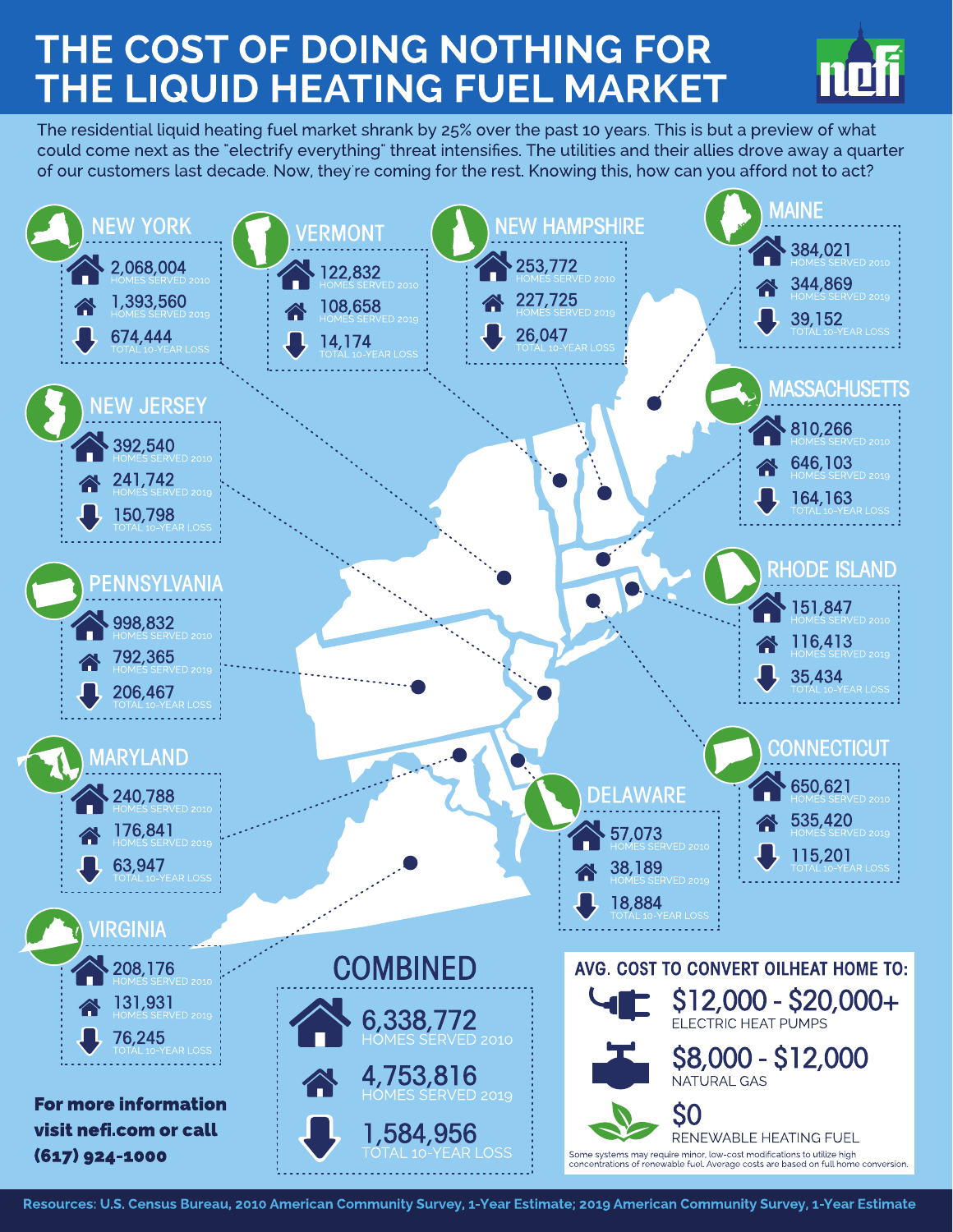# THE COST OF DOING NOTHING FOR THE LIQUID HEATING FUEL MARKET

The residential liquid heating fuel market shrank by 25% over the past 10 years. This is but a preview of what could come next as the "electrify everything" threat intensifies. The utilities and their allies drove away a quarter of our customers last decade. Now, they're coming for the rest. Knowing this, how can you afford not to act?

## NEW YORK

2,068,004 HOMES SERVED 2010

1,393,560 HOMES SERVED 2019

674,444 TOTAL 10-YEAR LOSS

## VERMONT

122,832 HOMES SERVED 2010

108,658 HOMES SERVED 2019

14,174 TOTAL 10-YEAR LOSS

## NEW HAMPSHIRE

253,772 HOMES SERVED 2010

227,725 HOMES SERVED 2019

26,047 TOTAL 10-YEAR LOSS

## MAINE

384,021 HOMES SERVED 2010

344,869 HOMES SERVED 2019

39,152 TOTAL 10-YEAR LOSS

## NEW JERSEY

392,540 HOMES SERVED 2010

241,742 HOMES SERVED 2019

150,798 TOTAL 10-YEAR LOSS

## MASSACHUSETTS

810,266 HOMES SERVED 2010

646,103 HOMES SERVED 2019

164,163 TOTAL 10-YEAR LOSS

## PENNSYLVANIA

998,832 HOMES SERVED 2010

792,365 HOMES SERVED 2019

206,467 TOTAL 10-YEAR LOSS

## RHODE ISLAND

151,847 HOMES SERVED 2010

116,413 HOMES SERVED 2019

35,434 TOTAL 10-YEAR LOSS

## MARYLAND

240,788 HOMES SERVED 2010

176,841 HOMES SERVED 2019

63,947 TOTAL 10-YEAR LOSS

## CONNECTICUT

650,621 HOMES SERVED 2010

535,420 HOMES SERVED 2019

115,201 TOTAL 10-YEAR LOSS

## DELAWARE

57,073 HOMES SERVED 2010

38,189 HOMES SERVED 2019

18,884 TOTAL 10-YEAR LOSS

## VIRGINIA

208,176 HOMES SERVED 2010

131,931 HOMES SERVED 2019

76,245 TOTAL 10-YEAR LOSS

## COMBINED

6,338,772 HOMES SERVED 2010

4,753,816 HOMES SERVED 2019

1,584,956 TOTAL 10-YEAR LOSS

## AVG. COST TO CONVERT OILHEAT HOME TO:

$12,000 - $20,000+ ELECTRIC HEAT PUMPS

$8,000 - $12,000 NATURAL GAS

$0 RENEWABLE HEATING FUEL

Some systems may require minor, low-cost modifications to utilize high concentrations of renewable fuel. Average costs are based on full home conversion.

**For more information visit nefi.com or call (617) 924-1000**

**Resources: U.S. Census Bureau, 2010 American Community Survey, 1-Year Estimate; 2019 American Community Survey, 1-Year Estimate**